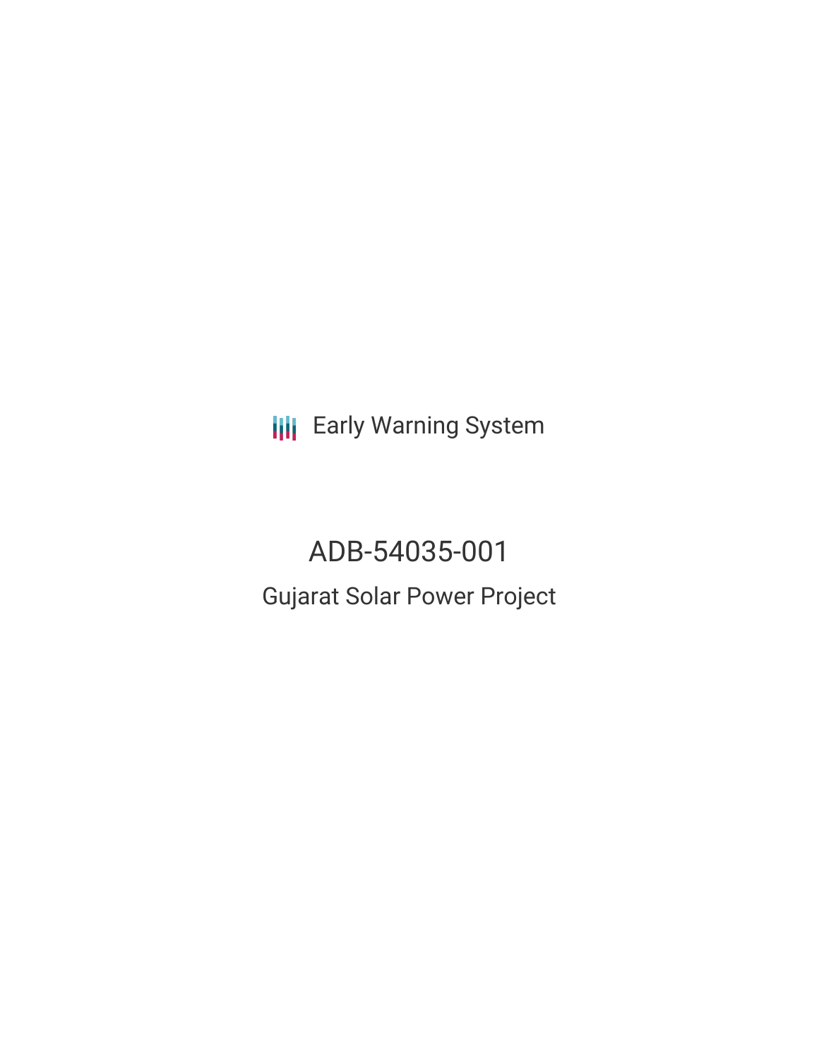Early Warning System

# ADB-54035-001

## Gujarat Solar Power Project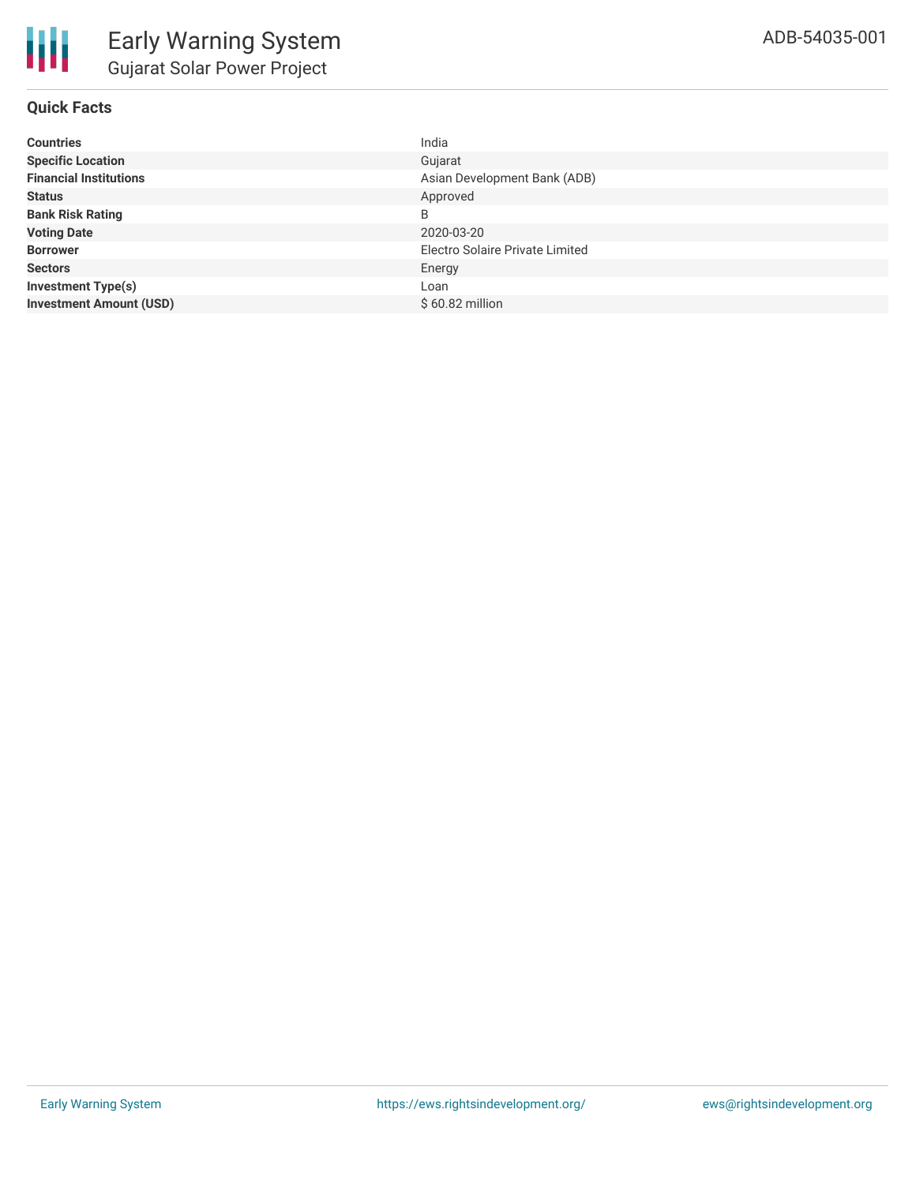# Early Warning System

## Gujarat Solar Power Project

ADB-54035-001

### Quick Facts

| | |
|---|---|
| **Countries** | India |
| **Specific Location** | Gujarat |
| **Financial Institutions** | Asian Development Bank (ADB) |
| **Status** | Approved |
| **Bank Risk Rating** | B |
| **Voting Date** | 2020-03-20 |
| **Borrower** | Electro Solaire Private Limited |
| **Sectors** | Energy |
| **Investment Type(s)** | Loan |
| **Investment Amount (USD)** | $ 60.82 million |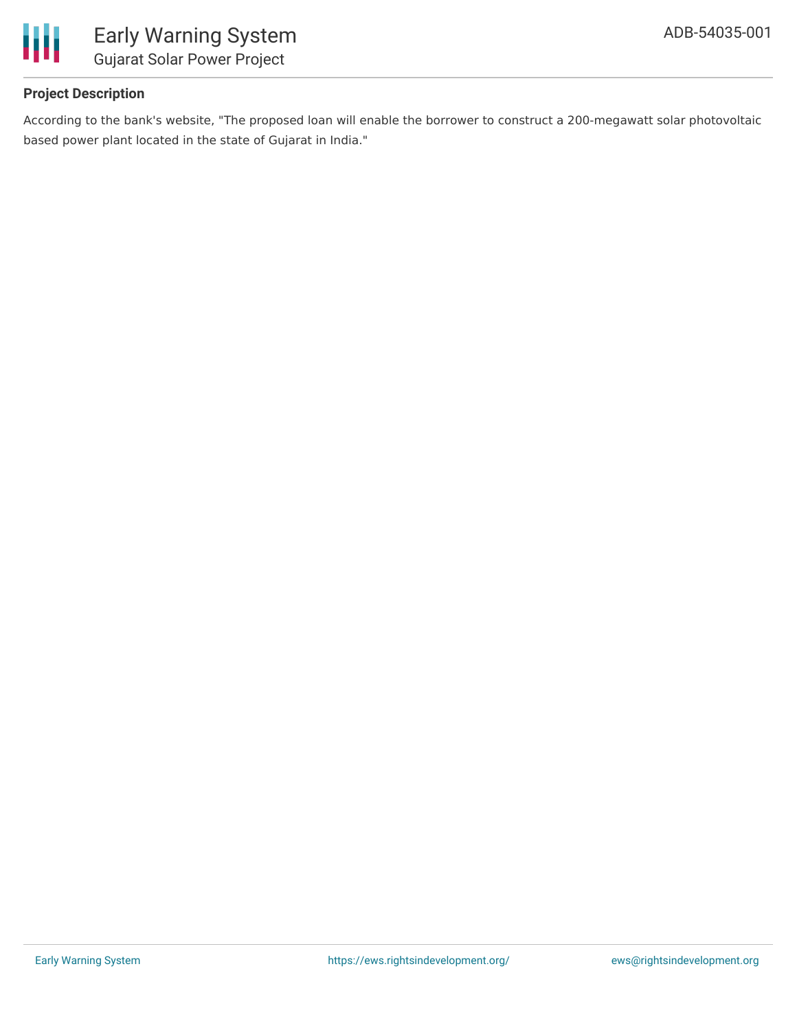## Project Description

According to the bank's website, "The proposed loan will enable the borrower to construct a 200-megawatt solar photovoltaic based power plant located in the state of Gujarat in India."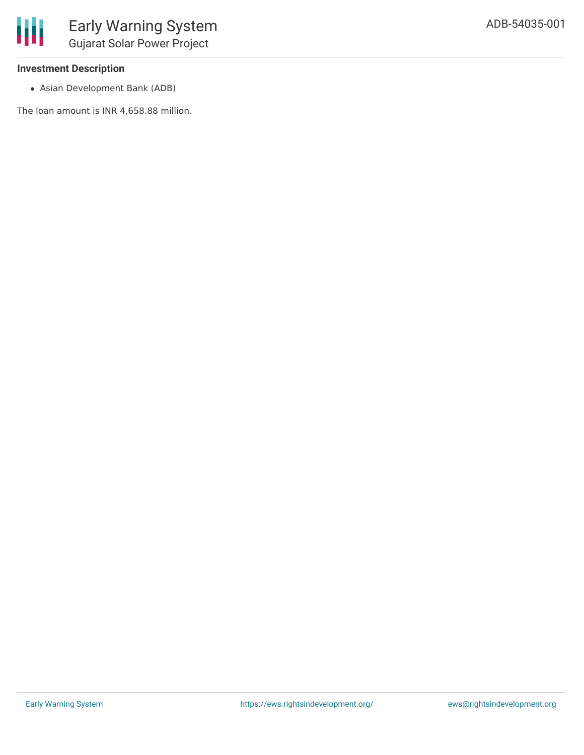### Investment Description

- Asian Development Bank (ADB)

The loan amount is INR 4,658.88 million.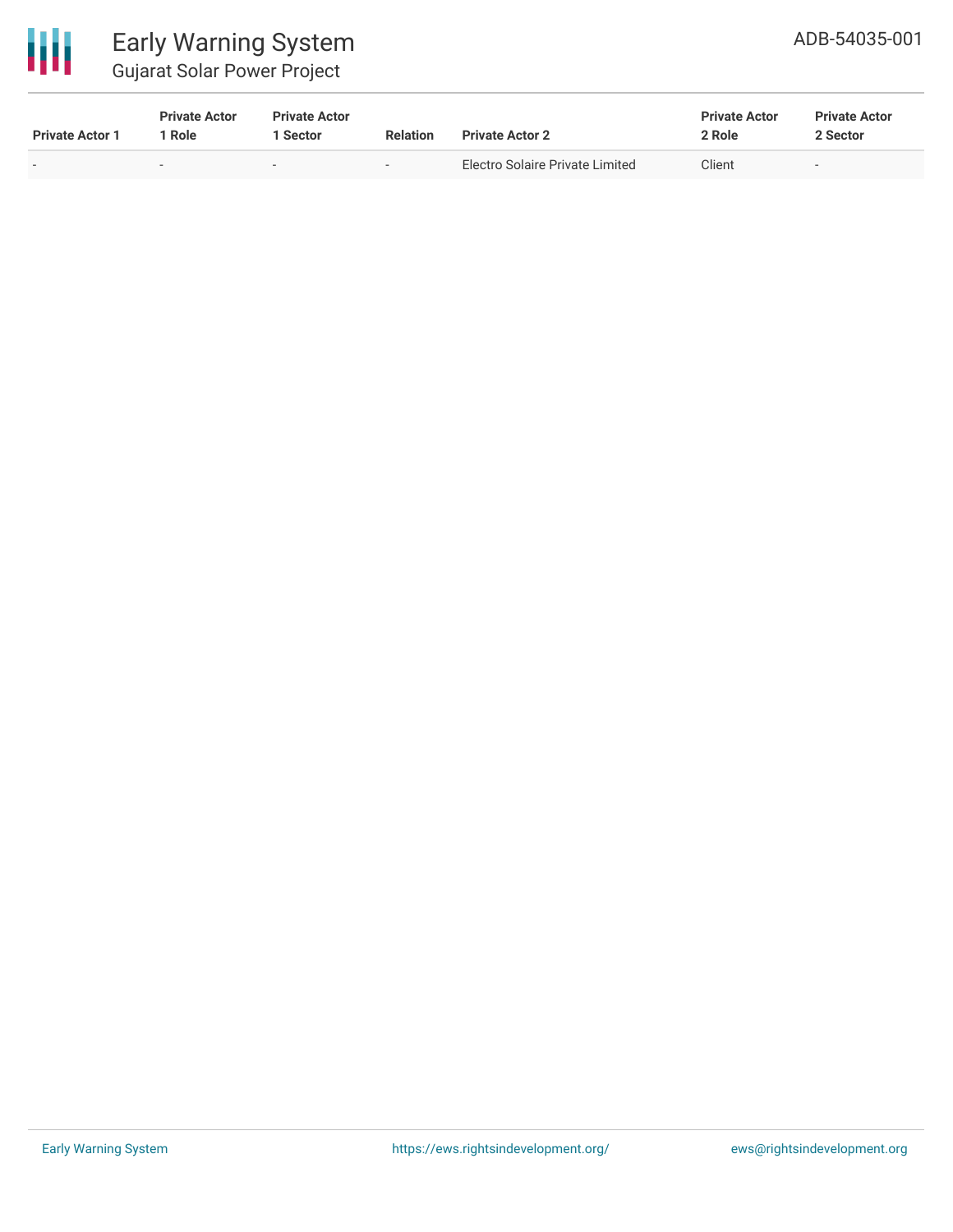| Private Actor 1 | Private Actor 1 Role | Private Actor 1 Sector | Relation | Private Actor 2 | Private Actor 2 Role | Private Actor 2 Sector |
| --- | --- | --- | --- | --- | --- | --- |
| - | - | - | - | Electro Solaire Private Limited | Client | - |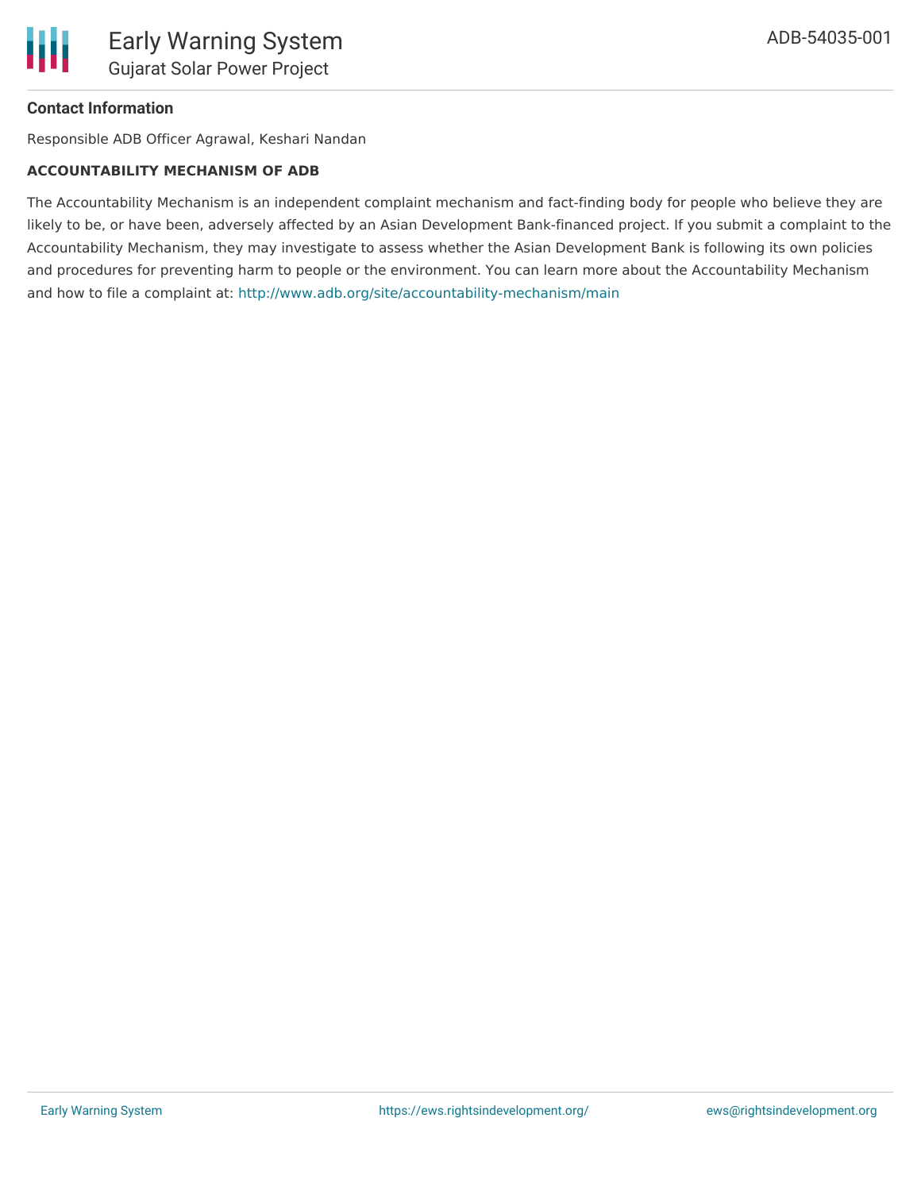**Contact Information**

Responsible ADB Officer Agrawal, Keshari Nandan

**ACCOUNTABILITY MECHANISM OF ADB**

The Accountability Mechanism is an independent complaint mechanism and fact-finding body for people who believe they are likely to be, or have been, adversely affected by an Asian Development Bank-financed project. If you submit a complaint to the Accountability Mechanism, they may investigate to assess whether the Asian Development Bank is following its own policies and procedures for preventing harm to people or the environment. You can learn more about the Accountability Mechanism and how to file a complaint at: http://www.adb.org/site/accountability-mechanism/main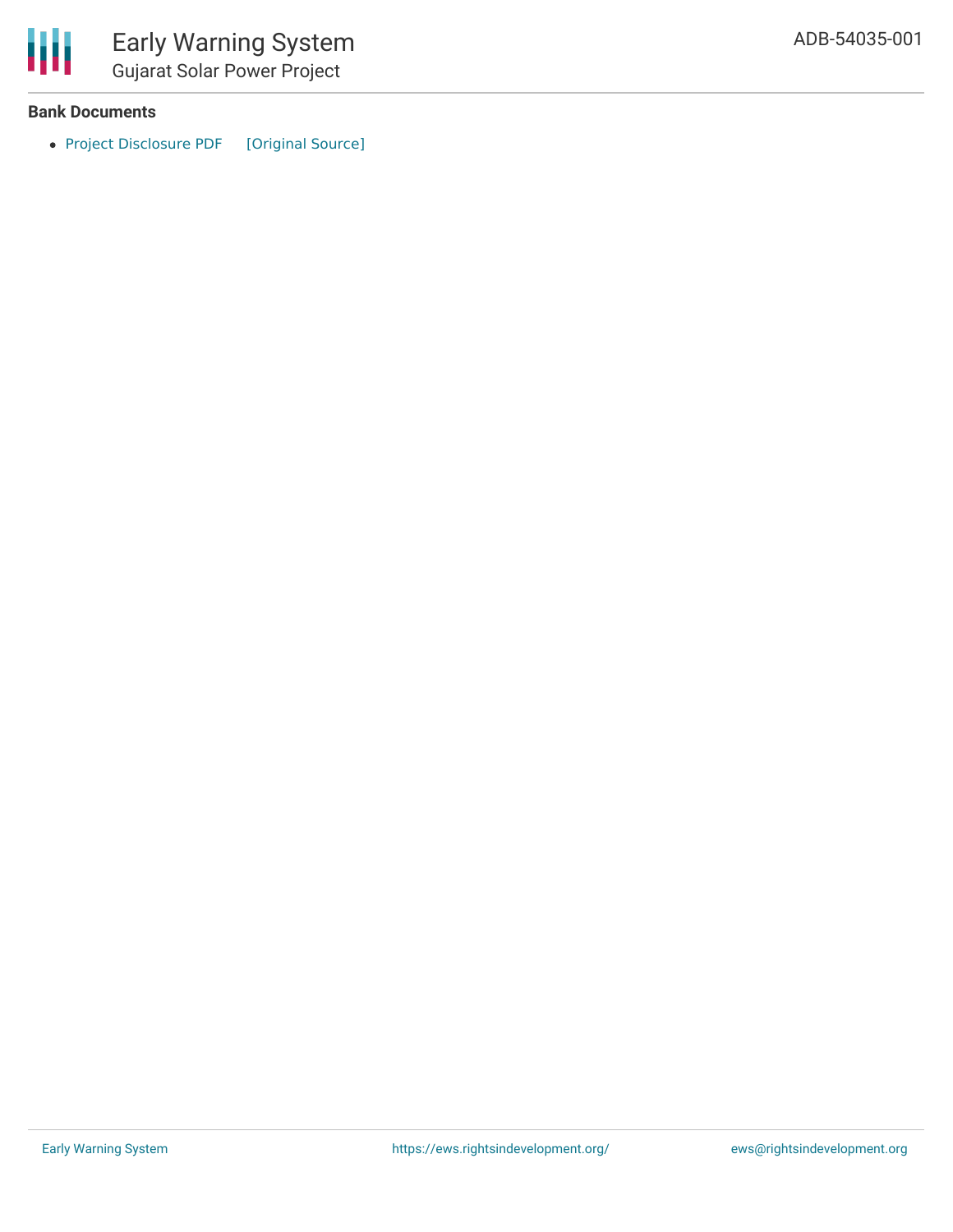**Bank Documents**

- Project Disclosure PDF [Original Source]